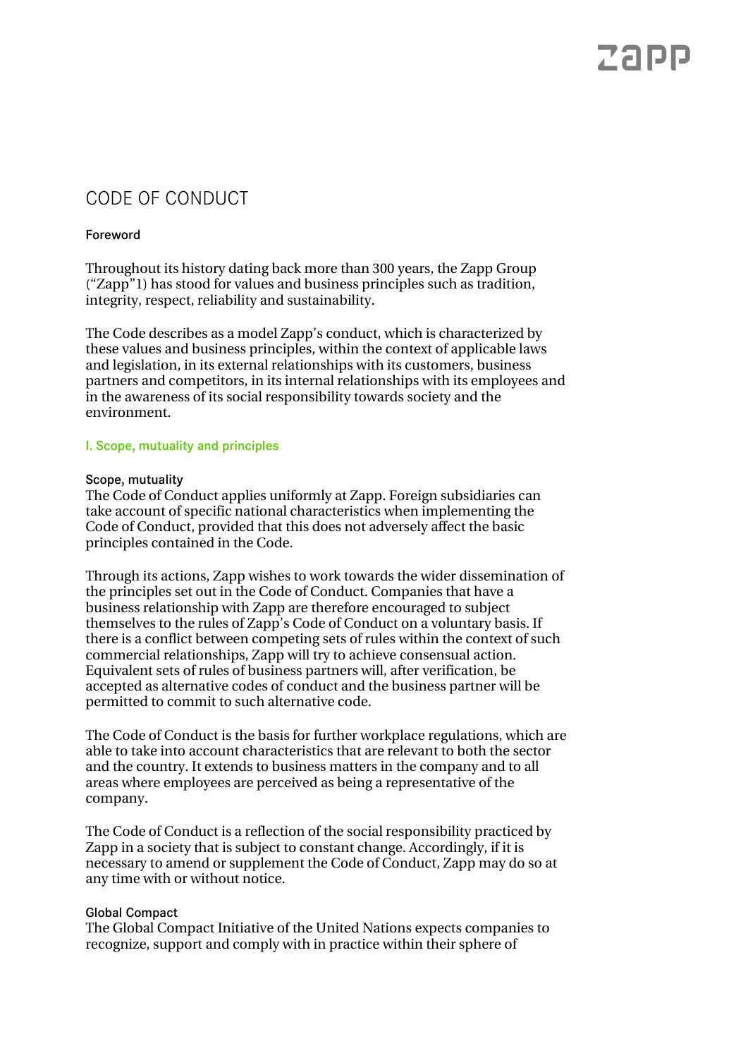# CODE OF CONDUCT

### Foreword

Throughout its history dating back more than 300 years, the Zapp Group ("Zapp"1) has stood for values and business principles such as tradition, integrity, respect, reliability and sustainability.

The Code describes as a model Zapp's conduct, which is characterized by these values and business principles, within the context of applicable laws and legislation, in its external relationships with its customers, business partners and competitors, in its internal relationships with its employees and in the awareness of its social responsibility towards society and the environment.

## I. Scope, mutuality and principles

### Scope, mutuality

The Code of Conduct applies uniformly at Zapp. Foreign subsidiaries can take account of specific national characteristics when implementing the Code of Conduct, provided that this does not adversely affect the basic principles contained in the Code.

Through its actions, Zapp wishes to work towards the wider dissemination of the principles set out in the Code of Conduct. Companies that have a business relationship with Zapp are therefore encouraged to subject themselves to the rules of Zapp's Code of Conduct on a voluntary basis. If there is a conflict between competing sets of rules within the context of such commercial relationships, Zapp will try to achieve consensual action. Equivalent sets of rules of business partners will, after verification, be accepted as alternative codes of conduct and the business partner will be permitted to commit to such alternative code.

The Code of Conduct is the basis for further workplace regulations, which are able to take into account characteristics that are relevant to both the sector and the country. It extends to business matters in the company and to all areas where employees are perceived as being a representative of the company.

The Code of Conduct is a reflection of the social responsibility practiced by Zapp in a society that is subject to constant change. Accordingly, if it is necessary to amend or supplement the Code of Conduct, Zapp may do so at any time with or without notice.

### Global Compact

The Global Compact Initiative of the United Nations expects companies to recognize, support and comply with in practice within their sphere of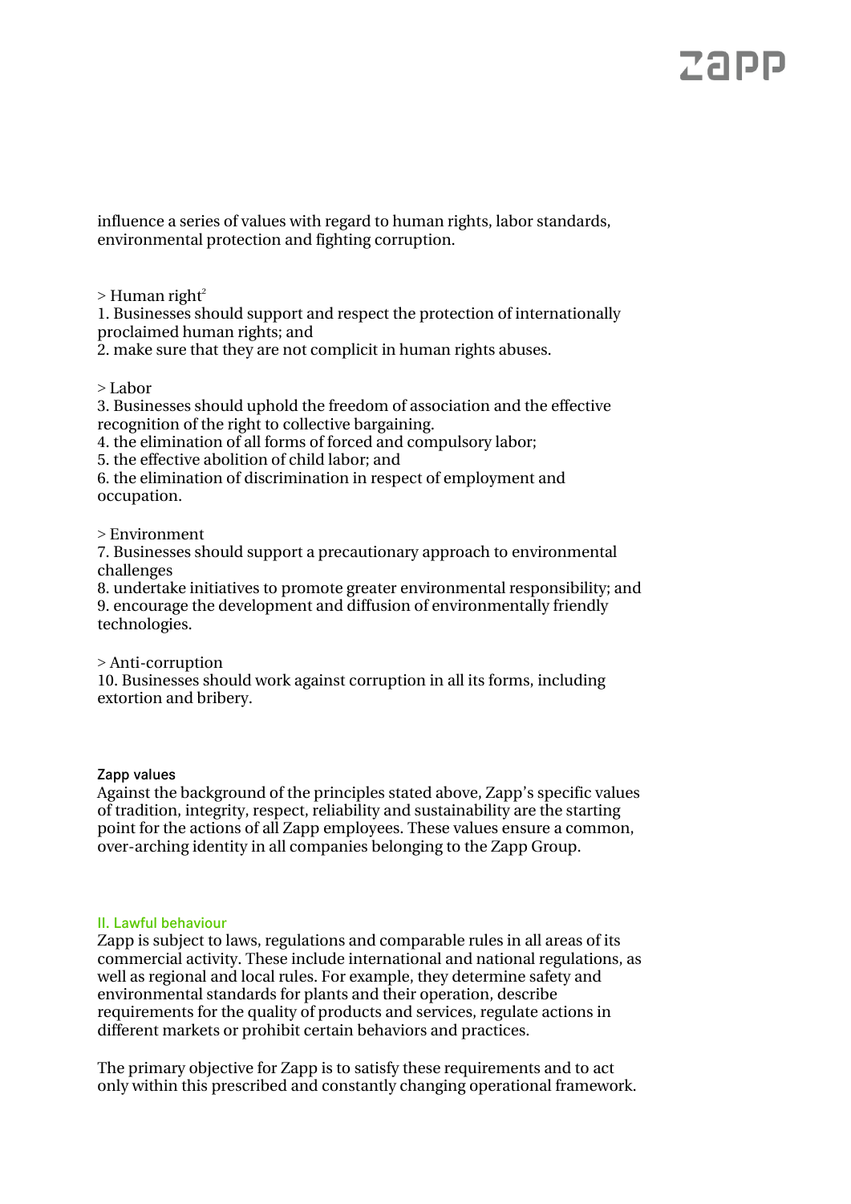influence a series of values with regard to human rights, labor standards, environmental protection and fighting corruption.

> Human right[2]

1. Businesses should support and respect the protection of internationally proclaimed human rights; and
2. make sure that they are not complicit in human rights abuses.

> Labor

3. Businesses should uphold the freedom of association and the effective recognition of the right to collective bargaining.
4. the elimination of all forms of forced and compulsory labor;
5. the effective abolition of child labor; and
6. the elimination of discrimination in respect of employment and occupation.

> Environment

7. Businesses should support a precautionary approach to environmental challenges
8. undertake initiatives to promote greater environmental responsibility; and
9. encourage the development and diffusion of environmentally friendly technologies.

> Anti-corruption

10. Businesses should work against corruption in all its forms, including extortion and bribery.

### Zapp values

Against the background of the principles stated above, Zapp's specific values of tradition, integrity, respect, reliability and sustainability are the starting point for the actions of all Zapp employees. These values ensure a common, over-arching identity in all companies belonging to the Zapp Group.

## II. Lawful behaviour

Zapp is subject to laws, regulations and comparable rules in all areas of its commercial activity. These include international and national regulations, as well as regional and local rules. For example, they determine safety and environmental standards for plants and their operation, describe requirements for the quality of products and services, regulate actions in different markets or prohibit certain behaviors and practices.

The primary objective for Zapp is to satisfy these requirements and to act only within this prescribed and constantly changing operational framework.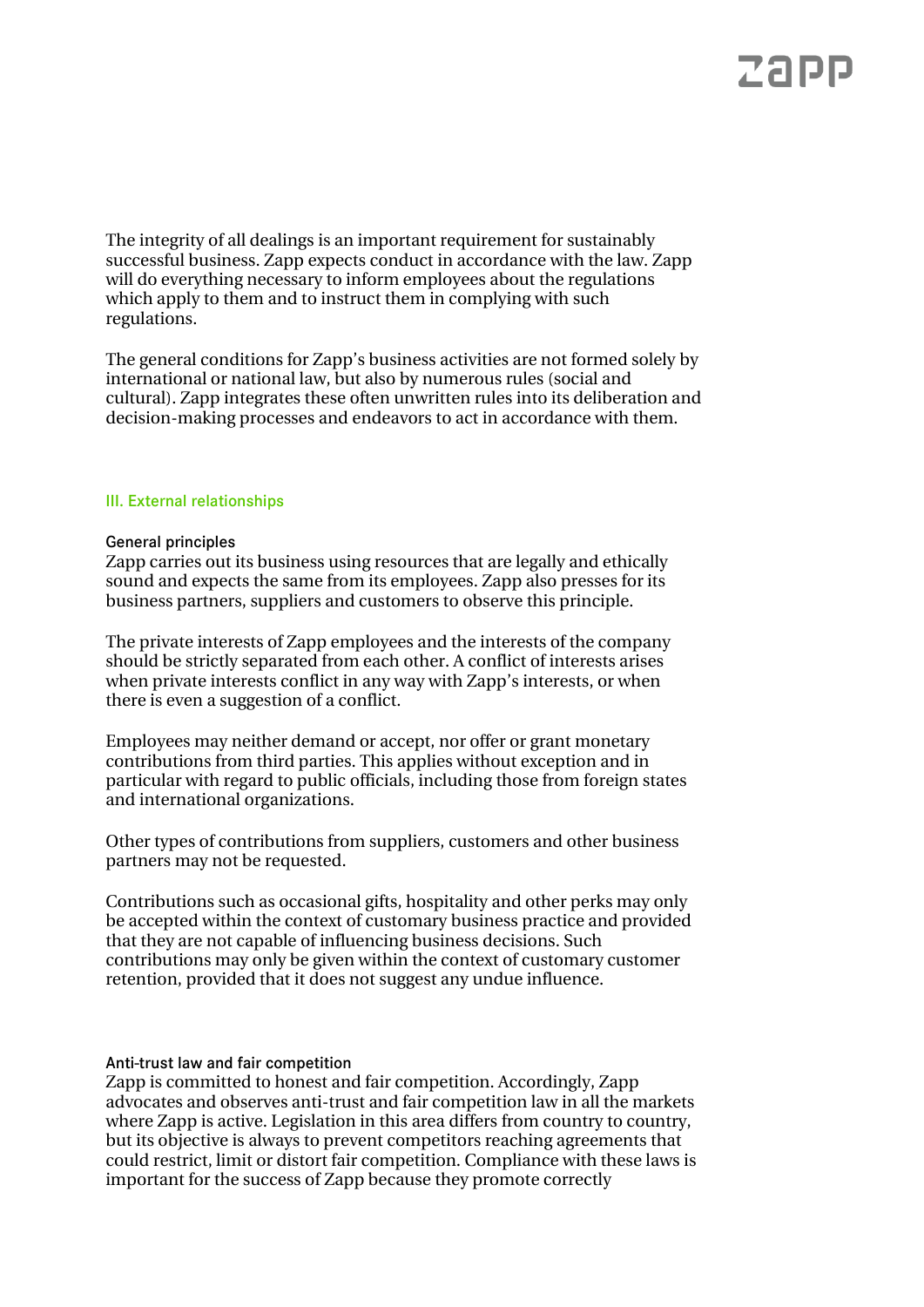The integrity of all dealings is an important requirement for sustainably successful business. Zapp expects conduct in accordance with the law. Zapp will do everything necessary to inform employees about the regulations which apply to them and to instruct them in complying with such regulations.

The general conditions for Zapp's business activities are not formed solely by international or national law, but also by numerous rules (social and cultural). Zapp integrates these often unwritten rules into its deliberation and decision-making processes and endeavors to act in accordance with them.

## III. External relationships

### General principles

Zapp carries out its business using resources that are legally and ethically sound and expects the same from its employees. Zapp also presses for its business partners, suppliers and customers to observe this principle.

The private interests of Zapp employees and the interests of the company should be strictly separated from each other. A conflict of interests arises when private interests conflict in any way with Zapp's interests, or when there is even a suggestion of a conflict.

Employees may neither demand or accept, nor offer or grant monetary contributions from third parties. This applies without exception and in particular with regard to public officials, including those from foreign states and international organizations.

Other types of contributions from suppliers, customers and other business partners may not be requested.

Contributions such as occasional gifts, hospitality and other perks may only be accepted within the context of customary business practice and provided that they are not capable of influencing business decisions. Such contributions may only be given within the context of customary customer retention, provided that it does not suggest any undue influence.

### Anti-trust law and fair competition

Zapp is committed to honest and fair competition. Accordingly, Zapp advocates and observes anti-trust and fair competition law in all the markets where Zapp is active. Legislation in this area differs from country to country, but its objective is always to prevent competitors reaching agreements that could restrict, limit or distort fair competition. Compliance with these laws is important for the success of Zapp because they promote correctly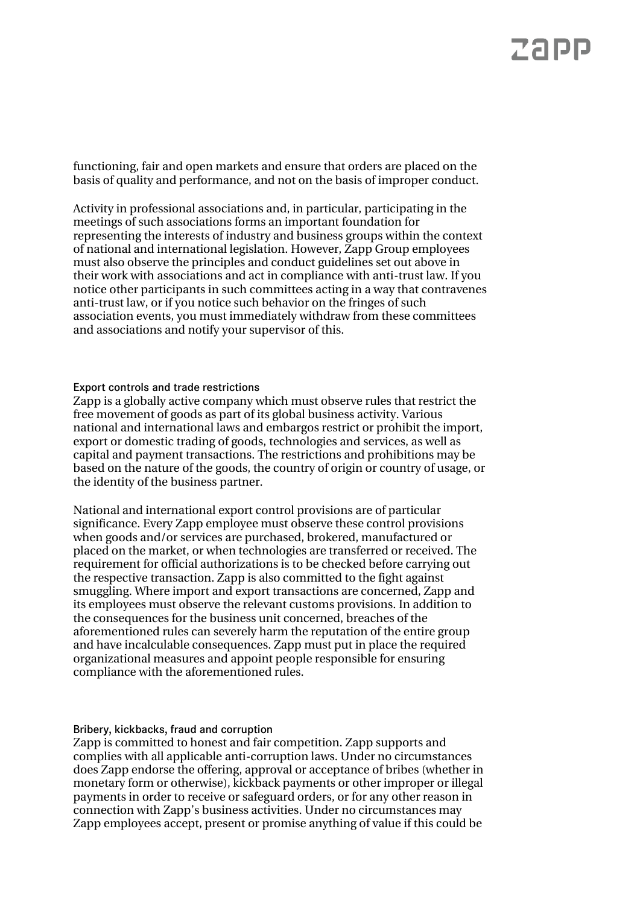functioning, fair and open markets and ensure that orders are placed on the basis of quality and performance, and not on the basis of improper conduct.

Activity in professional associations and, in particular, participating in the meetings of such associations forms an important foundation for representing the interests of industry and business groups within the context of national and international legislation. However, Zapp Group employees must also observe the principles and conduct guidelines set out above in their work with associations and act in compliance with anti-trust law. If you notice other participants in such committees acting in a way that contravenes anti-trust law, or if you notice such behavior on the fringes of such association events, you must immediately withdraw from these committees and associations and notify your supervisor of this.

### Export controls and trade restrictions

Zapp is a globally active company which must observe rules that restrict the free movement of goods as part of its global business activity. Various national and international laws and embargos restrict or prohibit the import, export or domestic trading of goods, technologies and services, as well as capital and payment transactions. The restrictions and prohibitions may be based on the nature of the goods, the country of origin or country of usage, or the identity of the business partner.

National and international export control provisions are of particular significance. Every Zapp employee must observe these control provisions when goods and/or services are purchased, brokered, manufactured or placed on the market, or when technologies are transferred or received. The requirement for official authorizations is to be checked before carrying out the respective transaction. Zapp is also committed to the fight against smuggling. Where import and export transactions are concerned, Zapp and its employees must observe the relevant customs provisions. In addition to the consequences for the business unit concerned, breaches of the aforementioned rules can severely harm the reputation of the entire group and have incalculable consequences. Zapp must put in place the required organizational measures and appoint people responsible for ensuring compliance with the aforementioned rules.

### Bribery, kickbacks, fraud and corruption

Zapp is committed to honest and fair competition. Zapp supports and complies with all applicable anti-corruption laws. Under no circumstances does Zapp endorse the offering, approval or acceptance of bribes (whether in monetary form or otherwise), kickback payments or other improper or illegal payments in order to receive or safeguard orders, or for any other reason in connection with Zapp's business activities. Under no circumstances may Zapp employees accept, present or promise anything of value if this could be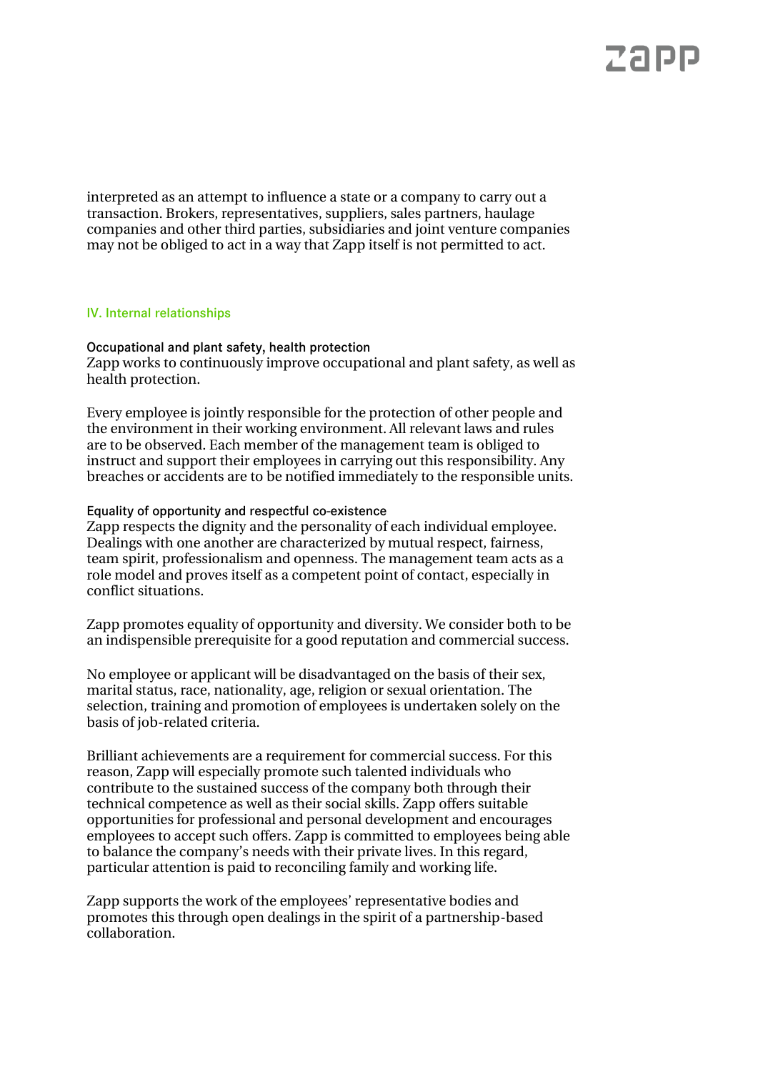interpreted as an attempt to influence a state or a company to carry out a transaction. Brokers, representatives, suppliers, sales partners, haulage companies and other third parties, subsidiaries and joint venture companies may not be obliged to act in a way that Zapp itself is not permitted to act.

## IV. Internal relationships

### Occupational and plant safety, health protection

Zapp works to continuously improve occupational and plant safety, as well as health protection.

Every employee is jointly responsible for the protection of other people and the environment in their working environment. All relevant laws and rules are to be observed. Each member of the management team is obliged to instruct and support their employees in carrying out this responsibility. Any breaches or accidents are to be notified immediately to the responsible units.

### Equality of opportunity and respectful co-existence

Zapp respects the dignity and the personality of each individual employee. Dealings with one another are characterized by mutual respect, fairness, team spirit, professionalism and openness. The management team acts as a role model and proves itself as a competent point of contact, especially in conflict situations.

Zapp promotes equality of opportunity and diversity. We consider both to be an indispensible prerequisite for a good reputation and commercial success.

No employee or applicant will be disadvantaged on the basis of their sex, marital status, race, nationality, age, religion or sexual orientation. The selection, training and promotion of employees is undertaken solely on the basis of job-related criteria.

Brilliant achievements are a requirement for commercial success. For this reason, Zapp will especially promote such talented individuals who contribute to the sustained success of the company both through their technical competence as well as their social skills. Zapp offers suitable opportunities for professional and personal development and encourages employees to accept such offers. Zapp is committed to employees being able to balance the company's needs with their private lives. In this regard, particular attention is paid to reconciling family and working life.

Zapp supports the work of the employees' representative bodies and promotes this through open dealings in the spirit of a partnership-based collaboration.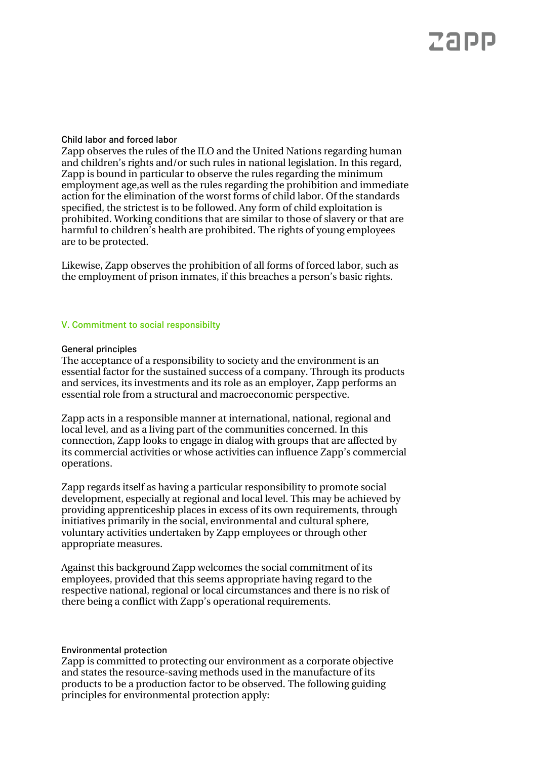### Child labor and forced labor

Zapp observes the rules of the ILO and the United Nations regarding human and children's rights and/or such rules in national legislation. In this regard, Zapp is bound in particular to observe the rules regarding the minimum employment age,as well as the rules regarding the prohibition and immediate action for the elimination of the worst forms of child labor. Of the standards specified, the strictest is to be followed. Any form of child exploitation is prohibited. Working conditions that are similar to those of slavery or that are harmful to children's health are prohibited. The rights of young employees are to be protected.

Likewise, Zapp observes the prohibition of all forms of forced labor, such as the employment of prison inmates, if this breaches a person's basic rights.

## V. Commitment to social responsibilty

### General principles

The acceptance of a responsibility to society and the environment is an essential factor for the sustained success of a company. Through its products and services, its investments and its role as an employer, Zapp performs an essential role from a structural and macroeconomic perspective.

Zapp acts in a responsible manner at international, national, regional and local level, and as a living part of the communities concerned. In this connection, Zapp looks to engage in dialog with groups that are affected by its commercial activities or whose activities can influence Zapp's commercial operations.

Zapp regards itself as having a particular responsibility to promote social development, especially at regional and local level. This may be achieved by providing apprenticeship places in excess of its own requirements, through initiatives primarily in the social, environmental and cultural sphere, voluntary activities undertaken by Zapp employees or through other appropriate measures.

Against this background Zapp welcomes the social commitment of its employees, provided that this seems appropriate having regard to the respective national, regional or local circumstances and there is no risk of there being a conflict with Zapp's operational requirements.

### Environmental protection

Zapp is committed to protecting our environment as a corporate objective and states the resource-saving methods used in the manufacture of its products to be a production factor to be observed. The following guiding principles for environmental protection apply: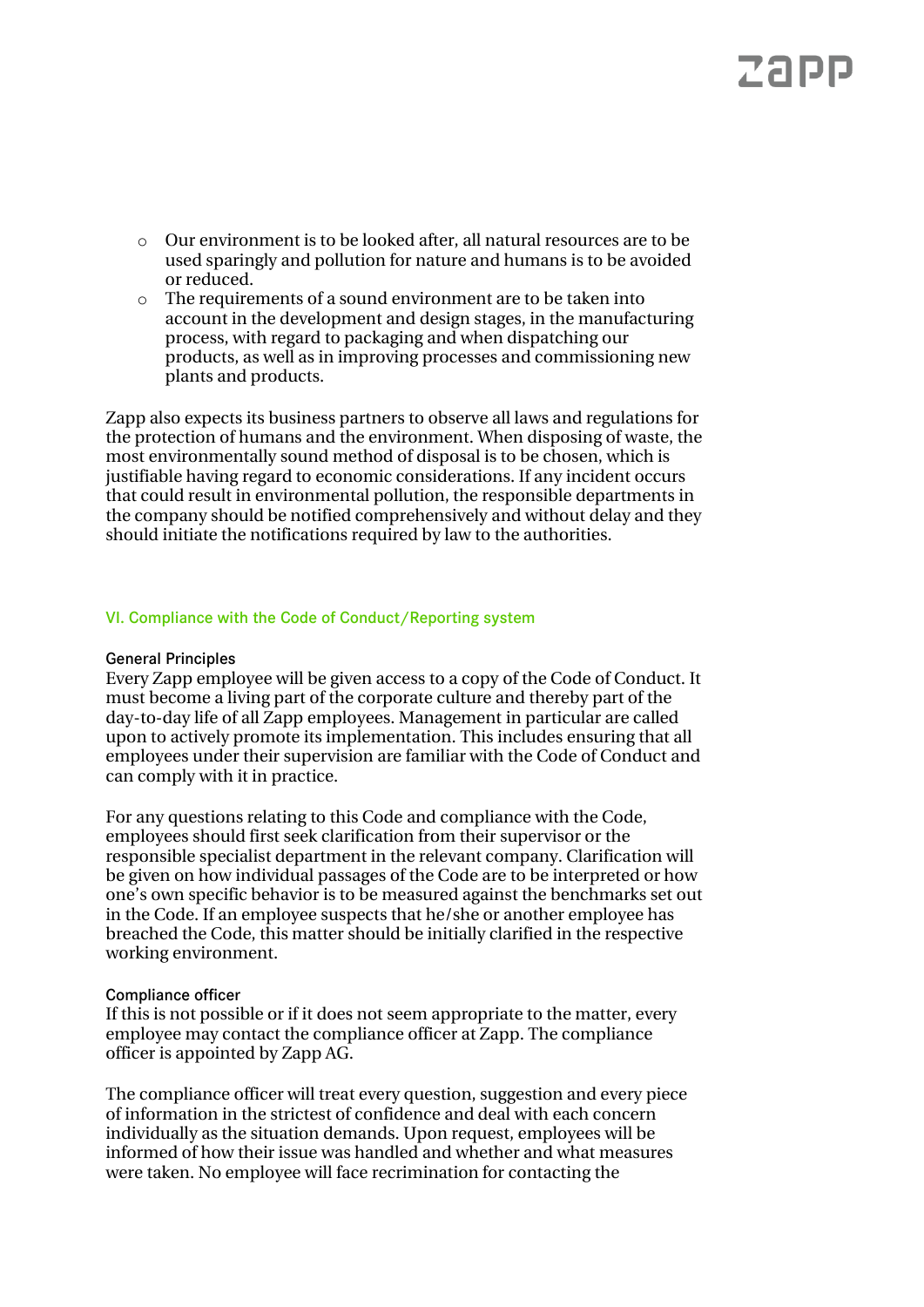- Our environment is to be looked after, all natural resources are to be used sparingly and pollution for nature and humans is to be avoided or reduced.
- The requirements of a sound environment are to be taken into account in the development and design stages, in the manufacturing process, with regard to packaging and when dispatching our products, as well as in improving processes and commissioning new plants and products.

Zapp also expects its business partners to observe all laws and regulations for the protection of humans and the environment. When disposing of waste, the most environmentally sound method of disposal is to be chosen, which is justifiable having regard to economic considerations. If any incident occurs that could result in environmental pollution, the responsible departments in the company should be notified comprehensively and without delay and they should initiate the notifications required by law to the authorities.

## VI. Compliance with the Code of Conduct/Reporting system

### General Principles

Every Zapp employee will be given access to a copy of the Code of Conduct. It must become a living part of the corporate culture and thereby part of the day-to-day life of all Zapp employees. Management in particular are called upon to actively promote its implementation. This includes ensuring that all employees under their supervision are familiar with the Code of Conduct and can comply with it in practice.

For any questions relating to this Code and compliance with the Code, employees should first seek clarification from their supervisor or the responsible specialist department in the relevant company. Clarification will be given on how individual passages of the Code are to be interpreted or how one's own specific behavior is to be measured against the benchmarks set out in the Code. If an employee suspects that he/she or another employee has breached the Code, this matter should be initially clarified in the respective working environment.

### Compliance officer

If this is not possible or if it does not seem appropriate to the matter, every employee may contact the compliance officer at Zapp. The compliance officer is appointed by Zapp AG.

The compliance officer will treat every question, suggestion and every piece of information in the strictest of confidence and deal with each concern individually as the situation demands. Upon request, employees will be informed of how their issue was handled and whether and what measures were taken. No employee will face recrimination for contacting the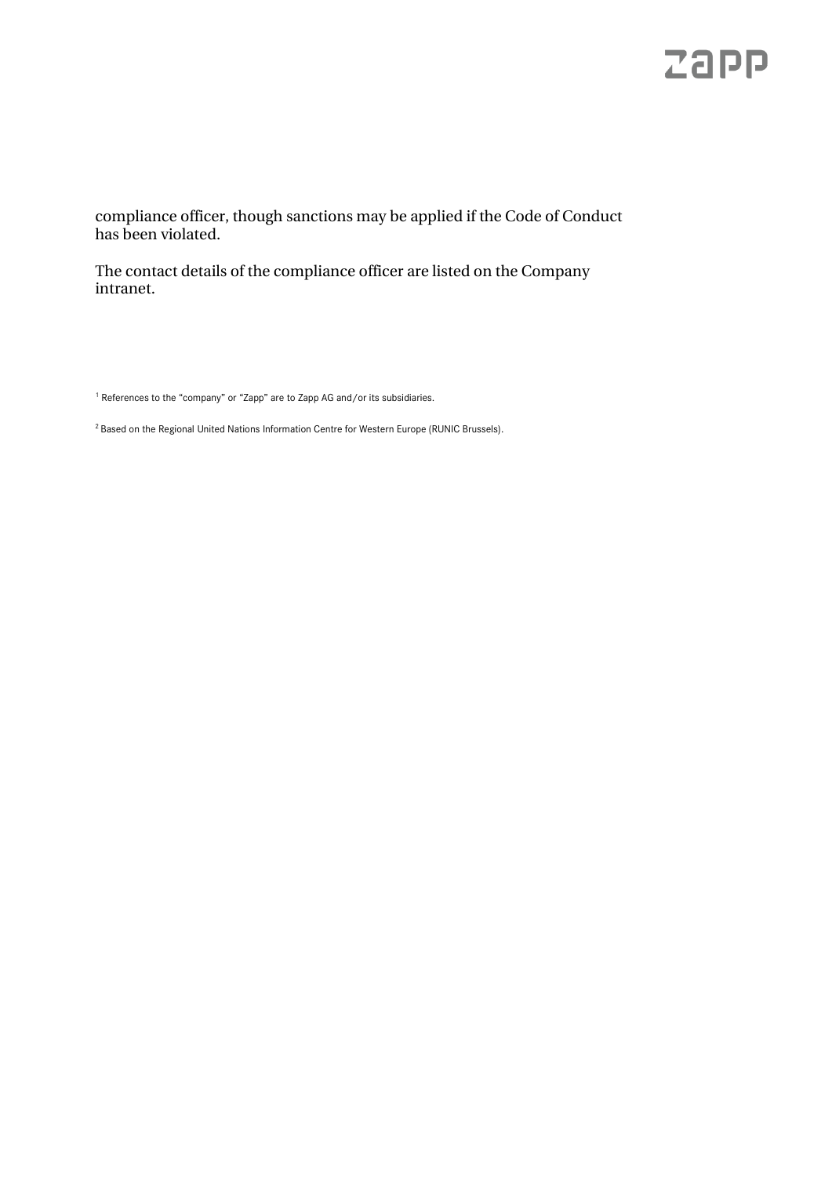compliance officer, though sanctions may be applied if the Code of Conduct has been violated.

The contact details of the compliance officer are listed on the Company intranet.

[1] References to the "company" or "Zapp" are to Zapp AG and/or its subsidiaries.

[2] Based on the Regional United Nations Information Centre for Western Europe (RUNIC Brussels).